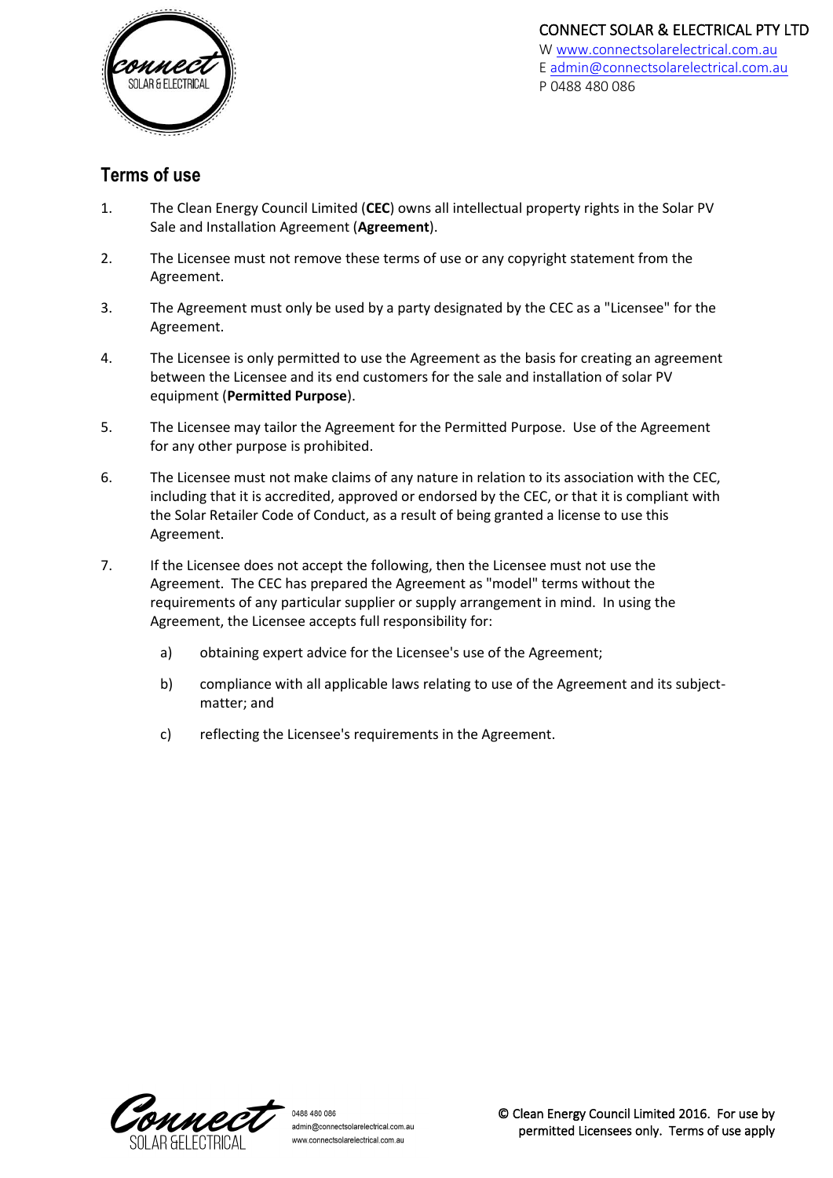CONNECT SOLAR & ELECTRICAL PTY LTD
W www.connectsolarelectrical.com.au
E admin@connectsolarelectrical.com.au
P 0488 480 086

## Terms of use

1. The Clean Energy Council Limited (**CEC**) owns all intellectual property rights in the Solar PV Sale and Installation Agreement (**Agreement**).

2. The Licensee must not remove these terms of use or any copyright statement from the Agreement.

3. The Agreement must only be used by a party designated by the CEC as a "Licensee" for the Agreement.

4. The Licensee is only permitted to use the Agreement as the basis for creating an agreement between the Licensee and its end customers for the sale and installation of solar PV equipment (**Permitted Purpose**).

5. The Licensee may tailor the Agreement for the Permitted Purpose. Use of the Agreement for any other purpose is prohibited.

6. The Licensee must not make claims of any nature in relation to its association with the CEC, including that it is accredited, approved or endorsed by the CEC, or that it is compliant with the Solar Retailer Code of Conduct, as a result of being granted a license to use this Agreement.

7. If the Licensee does not accept the following, then the Licensee must not use the Agreement. The CEC has prepared the Agreement as "model" terms without the requirements of any particular supplier or supply arrangement in mind. In using the Agreement, the Licensee accepts full responsibility for:

   a) obtaining expert advice for the Licensee's use of the Agreement;

   b) compliance with all applicable laws relating to use of the Agreement and its subject-matter; and

   c) reflecting the Licensee's requirements in the Agreement.

© Clean Energy Council Limited 2016. For use by permitted Licensees only. Terms of use apply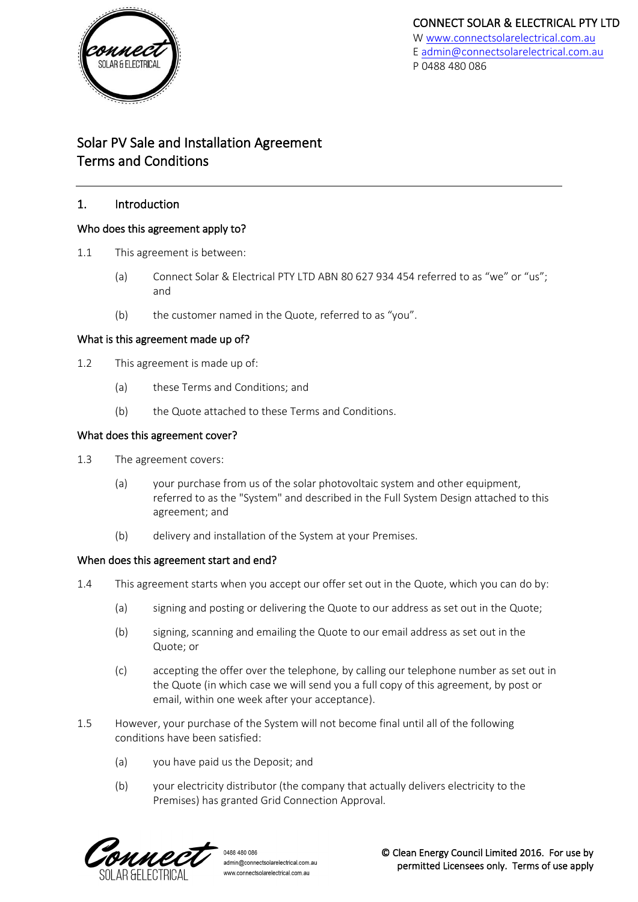# Solar PV Sale and Installation Agreement
# Terms and Conditions

## 1. Introduction

### Who does this agreement apply to?

1.1 This agreement is between:

- (a) Connect Solar & Electrical PTY LTD ABN 80 627 934 454 referred to as "we" or "us"; and
- (b) the customer named in the Quote, referred to as "you".

### What is this agreement made up of?

1.2 This agreement is made up of:

- (a) these Terms and Conditions; and
- (b) the Quote attached to these Terms and Conditions.

### What does this agreement cover?

1.3 The agreement covers:

- (a) your purchase from us of the solar photovoltaic system and other equipment, referred to as the "System" and described in the Full System Design attached to this agreement; and
- (b) delivery and installation of the System at your Premises.

### When does this agreement start and end?

1.4 This agreement starts when you accept our offer set out in the Quote, which you can do by:

- (a) signing and posting or delivering the Quote to our address as set out in the Quote;
- (b) signing, scanning and emailing the Quote to our email address as set out in the Quote; or
- (c) accepting the offer over the telephone, by calling our telephone number as set out in the Quote (in which case we will send you a full copy of this agreement, by post or email, within one week after your acceptance).

1.5 However, your purchase of the System will not become final until all of the following conditions have been satisfied:

- (a) you have paid us the Deposit; and
- (b) your electricity distributor (the company that actually delivers electricity to the Premises) has granted Grid Connection Approval.

© Clean Energy Council Limited 2016. For use by permitted Licensees only. Terms of use apply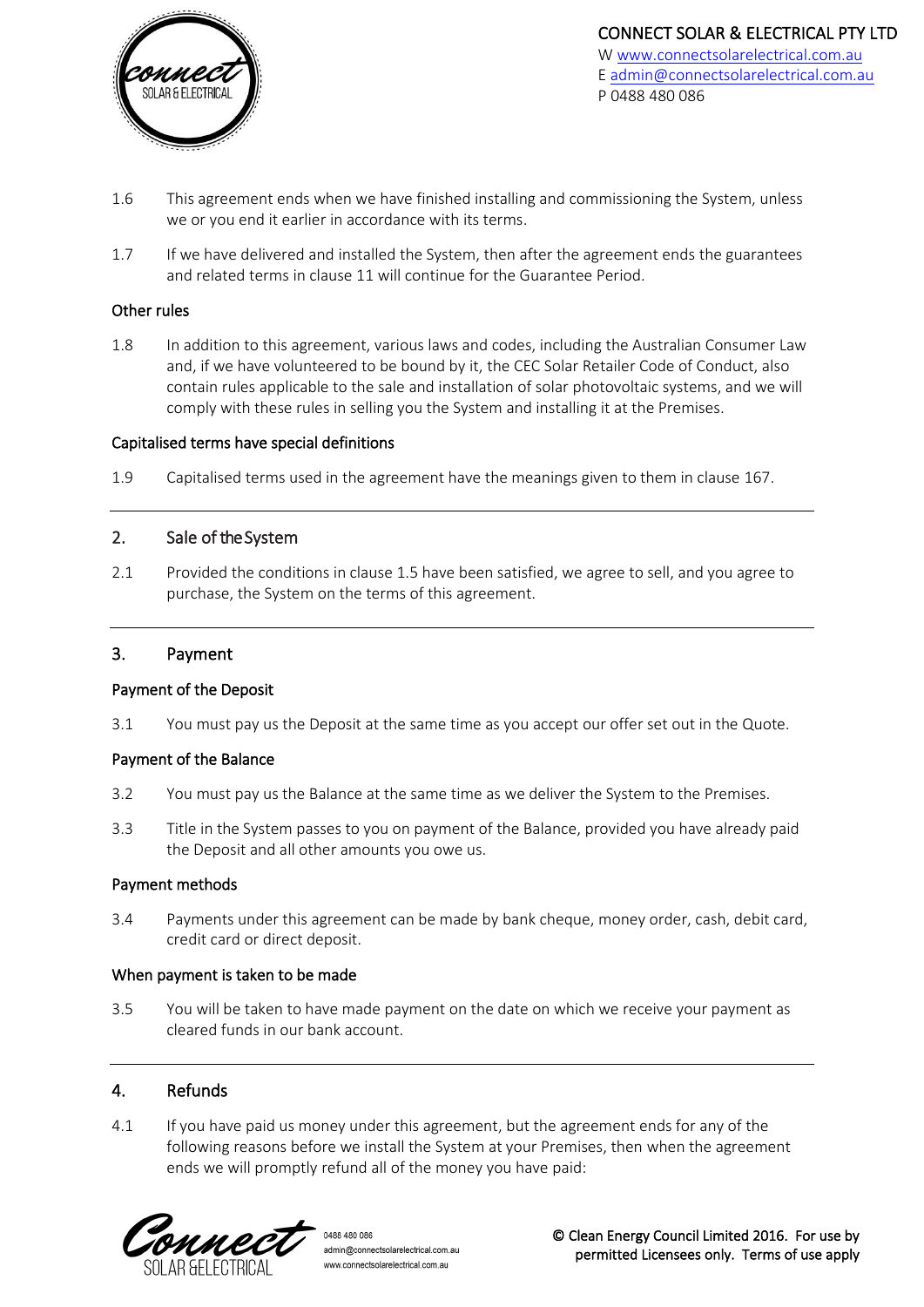1.6 This agreement ends when we have finished installing and commissioning the System, unless we or you end it earlier in accordance with its terms.

1.7 If we have delivered and installed the System, then after the agreement ends the guarantees and related terms in clause 11 will continue for the Guarantee Period.

### Other rules

1.8 In addition to this agreement, various laws and codes, including the Australian Consumer Law and, if we have volunteered to be bound by it, the CEC Solar Retailer Code of Conduct, also contain rules applicable to the sale and installation of solar photovoltaic systems, and we will comply with these rules in selling you the System and installing it at the Premises.

### Capitalised terms have special definitions

1.9 Capitalised terms used in the agreement have the meanings given to them in clause 167.

---

## 2. Sale of the System

2.1 Provided the conditions in clause 1.5 have been satisfied, we agree to sell, and you agree to purchase, the System on the terms of this agreement.

---

## 3. Payment

### Payment of the Deposit

3.1 You must pay us the Deposit at the same time as you accept our offer set out in the Quote.

### Payment of the Balance

3.2 You must pay us the Balance at the same time as we deliver the System to the Premises.

3.3 Title in the System passes to you on payment of the Balance, provided you have already paid the Deposit and all other amounts you owe us.

### Payment methods

3.4 Payments under this agreement can be made by bank cheque, money order, cash, debit card, credit card or direct deposit.

### When payment is taken to be made

3.5 You will be taken to have made payment on the date on which we receive your payment as cleared funds in our bank account.

---

## 4. Refunds

4.1 If you have paid us money under this agreement, but the agreement ends for any of the following reasons before we install the System at your Premises, then when the agreement ends we will promptly refund all of the money you have paid: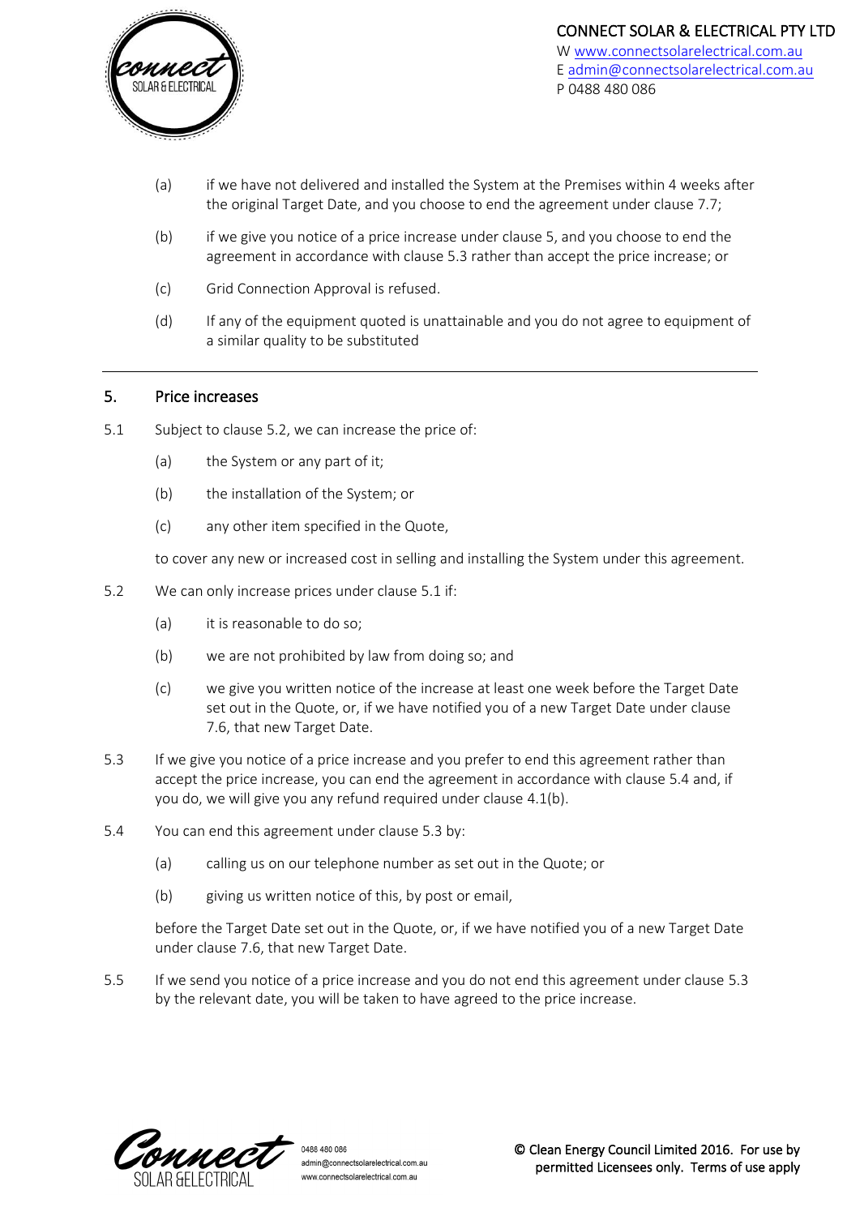(a) if we have not delivered and installed the System at the Premises within 4 weeks after the original Target Date, and you choose to end the agreement under clause 7.7;

(b) if we give you notice of a price increase under clause 5, and you choose to end the agreement in accordance with clause 5.3 rather than accept the price increase; or

(c) Grid Connection Approval is refused.

(d) If any of the equipment quoted is unattainable and you do not agree to equipment of a similar quality to be substituted

---

## 5. Price increases

5.1 Subject to clause 5.2, we can increase the price of:

(a) the System or any part of it;

(b) the installation of the System; or

(c) any other item specified in the Quote,

to cover any new or increased cost in selling and installing the System under this agreement.

5.2 We can only increase prices under clause 5.1 if:

(a) it is reasonable to do so;

(b) we are not prohibited by law from doing so; and

(c) we give you written notice of the increase at least one week before the Target Date set out in the Quote, or, if we have notified you of a new Target Date under clause 7.6, that new Target Date.

5.3 If we give you notice of a price increase and you prefer to end this agreement rather than accept the price increase, you can end the agreement in accordance with clause 5.4 and, if you do, we will give you any refund required under clause 4.1(b).

5.4 You can end this agreement under clause 5.3 by:

(a) calling us on our telephone number as set out in the Quote; or

(b) giving us written notice of this, by post or email,

before the Target Date set out in the Quote, or, if we have notified you of a new Target Date under clause 7.6, that new Target Date.

5.5 If we send you notice of a price increase and you do not end this agreement under clause 5.3 by the relevant date, you will be taken to have agreed to the price increase.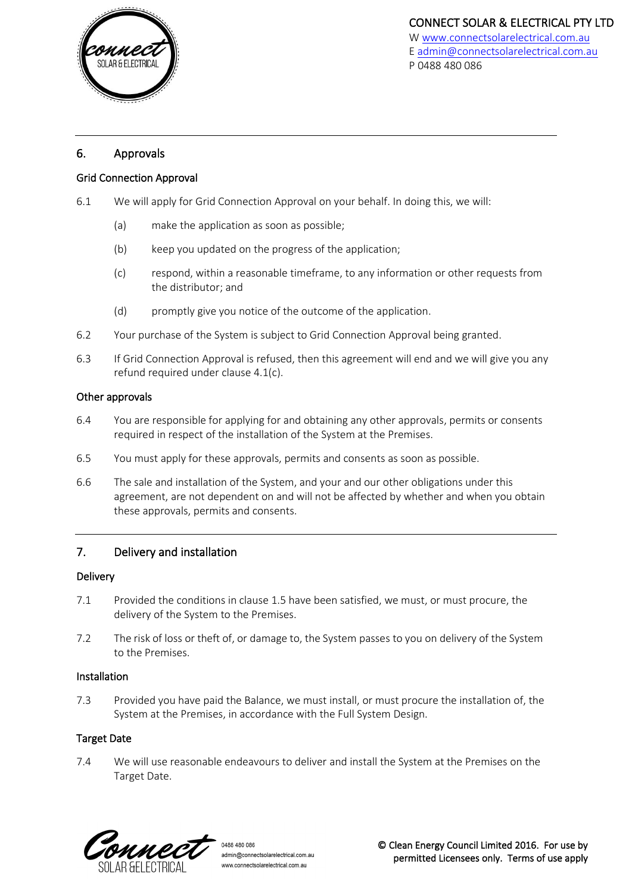## 6. Approvals

### Grid Connection Approval

6.1 We will apply for Grid Connection Approval on your behalf. In doing this, we will:

(a) make the application as soon as possible;

(b) keep you updated on the progress of the application;

(c) respond, within a reasonable timeframe, to any information or other requests from the distributor; and

(d) promptly give you notice of the outcome of the application.

6.2 Your purchase of the System is subject to Grid Connection Approval being granted.

6.3 If Grid Connection Approval is refused, then this agreement will end and we will give you any refund required under clause 4.1(c).

### Other approvals

6.4 You are responsible for applying for and obtaining any other approvals, permits or consents required in respect of the installation of the System at the Premises.

6.5 You must apply for these approvals, permits and consents as soon as possible.

6.6 The sale and installation of the System, and your and our other obligations under this agreement, are not dependent on and will not be affected by whether and when you obtain these approvals, permits and consents.

## 7. Delivery and installation

### Delivery

7.1 Provided the conditions in clause 1.5 have been satisfied, we must, or must procure, the delivery of the System to the Premises.

7.2 The risk of loss or theft of, or damage to, the System passes to you on delivery of the System to the Premises.

### Installation

7.3 Provided you have paid the Balance, we must install, or must procure the installation of, the System at the Premises, in accordance with the Full System Design.

### Target Date

7.4 We will use reasonable endeavours to deliver and install the System at the Premises on the Target Date.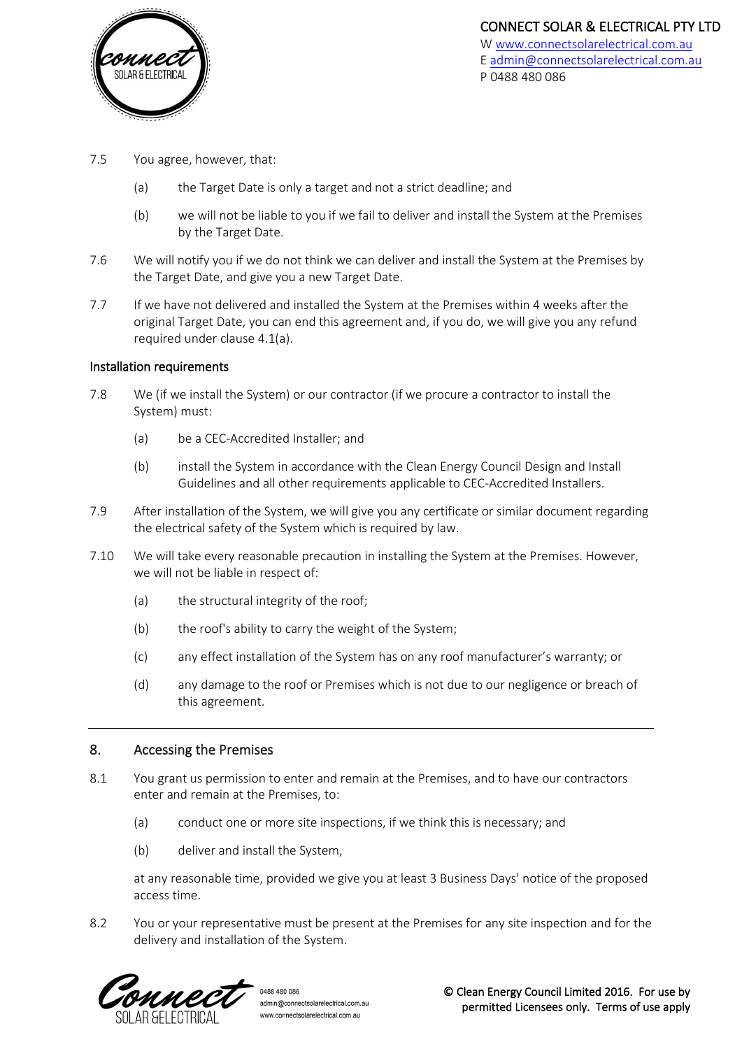7.5 You agree, however, that:

(a) the Target Date is only a target and not a strict deadline; and

(b) we will not be liable to you if we fail to deliver and install the System at the Premises by the Target Date.

7.6 We will notify you if we do not think we can deliver and install the System at the Premises by the Target Date, and give you a new Target Date.

7.7 If we have not delivered and installed the System at the Premises within 4 weeks after the original Target Date, you can end this agreement and, if you do, we will give you any refund required under clause 4.1(a).

### Installation requirements

7.8 We (if we install the System) or our contractor (if we procure a contractor to install the System) must:

(a) be a CEC-Accredited Installer; and

(b) install the System in accordance with the Clean Energy Council Design and Install Guidelines and all other requirements applicable to CEC-Accredited Installers.

7.9 After installation of the System, we will give you any certificate or similar document regarding the electrical safety of the System which is required by law.

7.10 We will take every reasonable precaution in installing the System at the Premises. However, we will not be liable in respect of:

(a) the structural integrity of the roof;

(b) the roof's ability to carry the weight of the System;

(c) any effect installation of the System has on any roof manufacturer's warranty; or

(d) any damage to the roof or Premises which is not due to our negligence or breach of this agreement.

## 8. Accessing the Premises

8.1 You grant us permission to enter and remain at the Premises, and to have our contractors enter and remain at the Premises, to:

(a) conduct one or more site inspections, if we think this is necessary; and

(b) deliver and install the System,

at any reasonable time, provided we give you at least 3 Business Days' notice of the proposed access time.

8.2 You or your representative must be present at the Premises for any site inspection and for the delivery and installation of the System.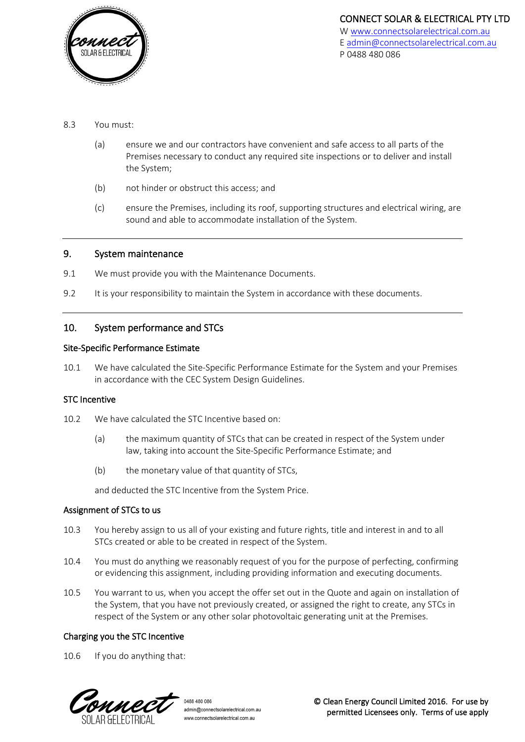8.3 You must:

(a) ensure we and our contractors have convenient and safe access to all parts of the Premises necessary to conduct any required site inspections or to deliver and install the System;

(b) not hinder or obstruct this access; and

(c) ensure the Premises, including its roof, supporting structures and electrical wiring, are sound and able to accommodate installation of the System.

## 9. System maintenance

9.1 We must provide you with the Maintenance Documents.

9.2 It is your responsibility to maintain the System in accordance with these documents.

## 10. System performance and STCs

### Site-Specific Performance Estimate

10.1 We have calculated the Site-Specific Performance Estimate for the System and your Premises in accordance with the CEC System Design Guidelines.

### STC Incentive

10.2 We have calculated the STC Incentive based on:

(a) the maximum quantity of STCs that can be created in respect of the System under law, taking into account the Site-Specific Performance Estimate; and

(b) the monetary value of that quantity of STCs,

and deducted the STC Incentive from the System Price.

### Assignment of STCs to us

10.3 You hereby assign to us all of your existing and future rights, title and interest in and to all STCs created or able to be created in respect of the System.

10.4 You must do anything we reasonably request of you for the purpose of perfecting, confirming or evidencing this assignment, including providing information and executing documents.

10.5 You warrant to us, when you accept the offer set out in the Quote and again on installation of the System, that you have not previously created, or assigned the right to create, any STCs in respect of the System or any other solar photovoltaic generating unit at the Premises.

### Charging you the STC Incentive

10.6 If you do anything that: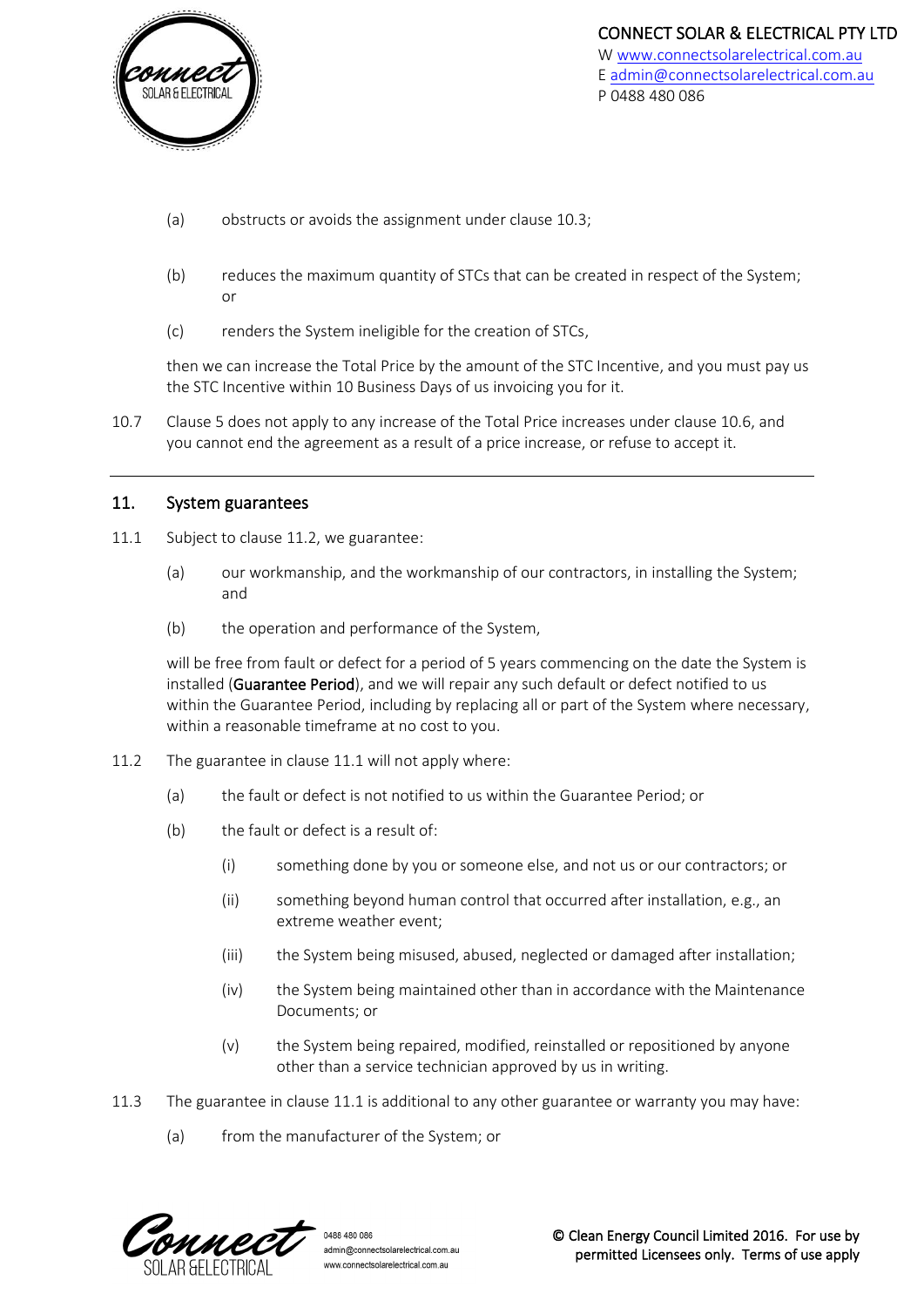(a) obstructs or avoids the assignment under clause 10.3;

(b) reduces the maximum quantity of STCs that can be created in respect of the System; or

(c) renders the System ineligible for the creation of STCs,

then we can increase the Total Price by the amount of the STC Incentive, and you must pay us the STC Incentive within 10 Business Days of us invoicing you for it.

10.7 Clause 5 does not apply to any increase of the Total Price increases under clause 10.6, and you cannot end the agreement as a result of a price increase, or refuse to accept it.

---

## 11. System guarantees

11.1 Subject to clause 11.2, we guarantee:

(a) our workmanship, and the workmanship of our contractors, in installing the System; and

(b) the operation and performance of the System,

will be free from fault or defect for a period of 5 years commencing on the date the System is installed (**Guarantee Period**), and we will repair any such default or defect notified to us within the Guarantee Period, including by replacing all or part of the System where necessary, within a reasonable timeframe at no cost to you.

11.2 The guarantee in clause 11.1 will not apply where:

(a) the fault or defect is not notified to us within the Guarantee Period; or

(b) the fault or defect is a result of:

(i) something done by you or someone else, and not us or our contractors; or

(ii) something beyond human control that occurred after installation, e.g., an extreme weather event;

(iii) the System being misused, abused, neglected or damaged after installation;

(iv) the System being maintained other than in accordance with the Maintenance Documents; or

(v) the System being repaired, modified, reinstalled or repositioned by anyone other than a service technician approved by us in writing.

11.3 The guarantee in clause 11.1 is additional to any other guarantee or warranty you may have:

(a) from the manufacturer of the System; or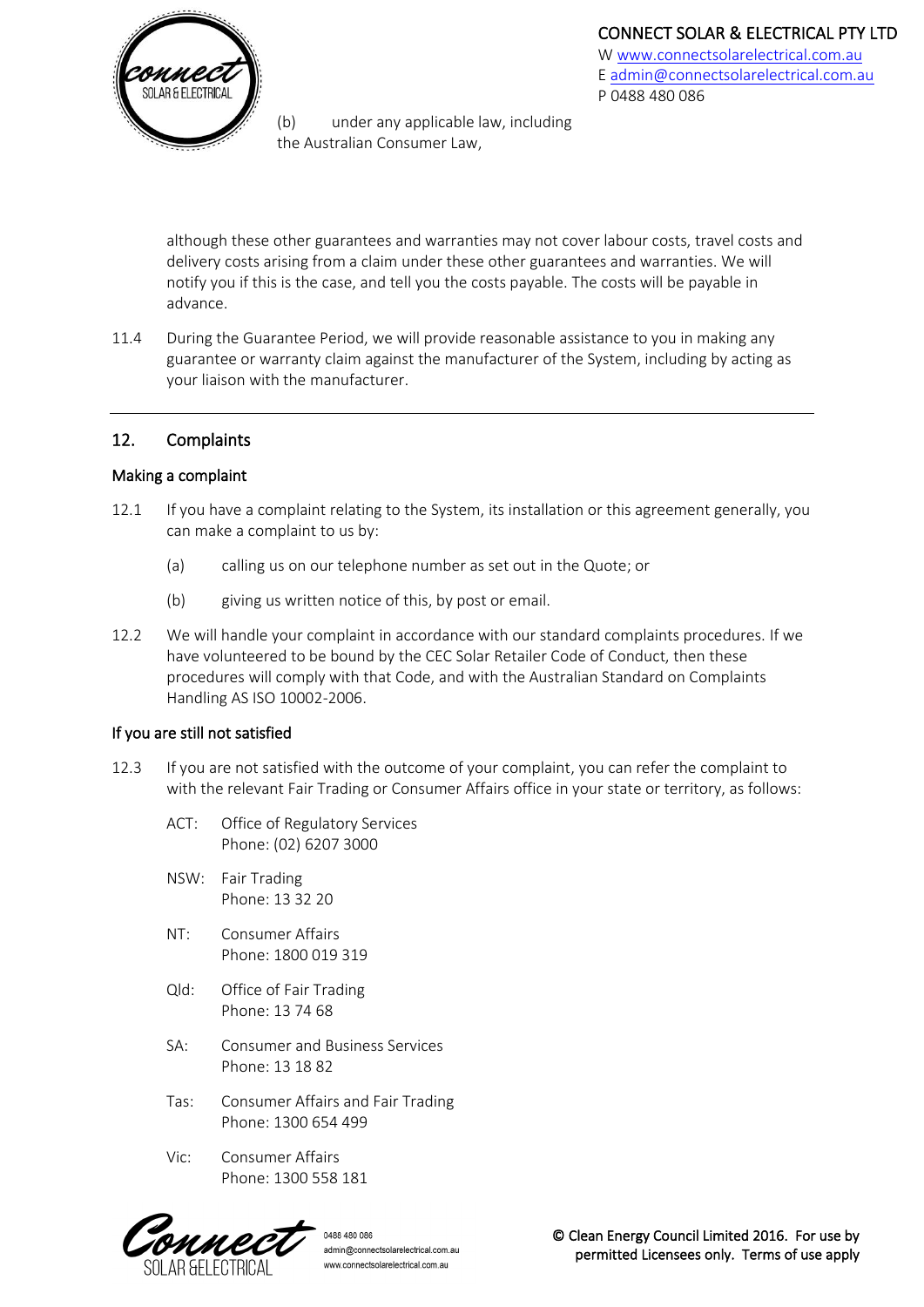(b) under any applicable law, including the Australian Consumer Law,

although these other guarantees and warranties may not cover labour costs, travel costs and delivery costs arising from a claim under these other guarantees and warranties. We will notify you if this is the case, and tell you the costs payable. The costs will be payable in advance.

11.4 During the Guarantee Period, we will provide reasonable assistance to you in making any guarantee or warranty claim against the manufacturer of the System, including by acting as your liaison with the manufacturer.

---

## 12. Complaints

### Making a complaint

12.1 If you have a complaint relating to the System, its installation or this agreement generally, you can make a complaint to us by:

(a) calling us on our telephone number as set out in the Quote; or

(b) giving us written notice of this, by post or email.

12.2 We will handle your complaint in accordance with our standard complaints procedures. If we have volunteered to be bound by the CEC Solar Retailer Code of Conduct, then these procedures will comply with that Code, and with the Australian Standard on Complaints Handling AS ISO 10002-2006.

### If you are still not satisfied

12.3 If you are not satisfied with the outcome of your complaint, you can refer the complaint to with the relevant Fair Trading or Consumer Affairs office in your state or territory, as follows:

ACT: Office of Regulatory Services
Phone: (02) 6207 3000

NSW: Fair Trading
Phone: 13 32 20

NT: Consumer Affairs
Phone: 1800 019 319

Qld: Office of Fair Trading
Phone: 13 74 68

SA: Consumer and Business Services
Phone: 13 18 82

Tas: Consumer Affairs and Fair Trading
Phone: 1300 654 499

Vic: Consumer Affairs
Phone: 1300 558 181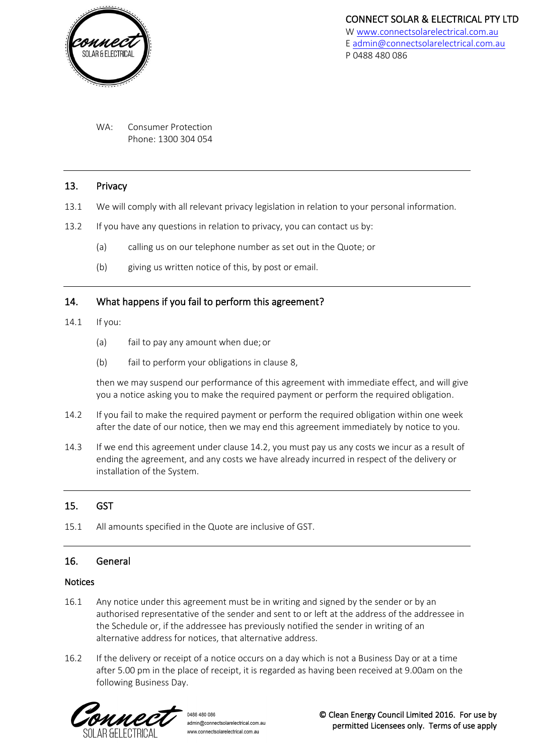WA: Consumer Protection
Phone: 1300 304 054

## 13. Privacy

13.1 We will comply with all relevant privacy legislation in relation to your personal information.

13.2 If you have any questions in relation to privacy, you can contact us by:

(a) calling us on our telephone number as set out in the Quote; or

(b) giving us written notice of this, by post or email.

## 14. What happens if you fail to perform this agreement?

14.1 If you:

(a) fail to pay any amount when due; or

(b) fail to perform your obligations in clause 8,

then we may suspend our performance of this agreement with immediate effect, and will give you a notice asking you to make the required payment or perform the required obligation.

14.2 If you fail to make the required payment or perform the required obligation within one week after the date of our notice, then we may end this agreement immediately by notice to you.

14.3 If we end this agreement under clause 14.2, you must pay us any costs we incur as a result of ending the agreement, and any costs we have already incurred in respect of the delivery or installation of the System.

## 15. GST

15.1 All amounts specified in the Quote are inclusive of GST.

## 16. General

### Notices

16.1 Any notice under this agreement must be in writing and signed by the sender or by an authorised representative of the sender and sent to or left at the address of the addressee in the Schedule or, if the addressee has previously notified the sender in writing of an alternative address for notices, that alternative address.

16.2 If the delivery or receipt of a notice occurs on a day which is not a Business Day or at a time after 5.00 pm in the place of receipt, it is regarded as having been received at 9.00am on the following Business Day.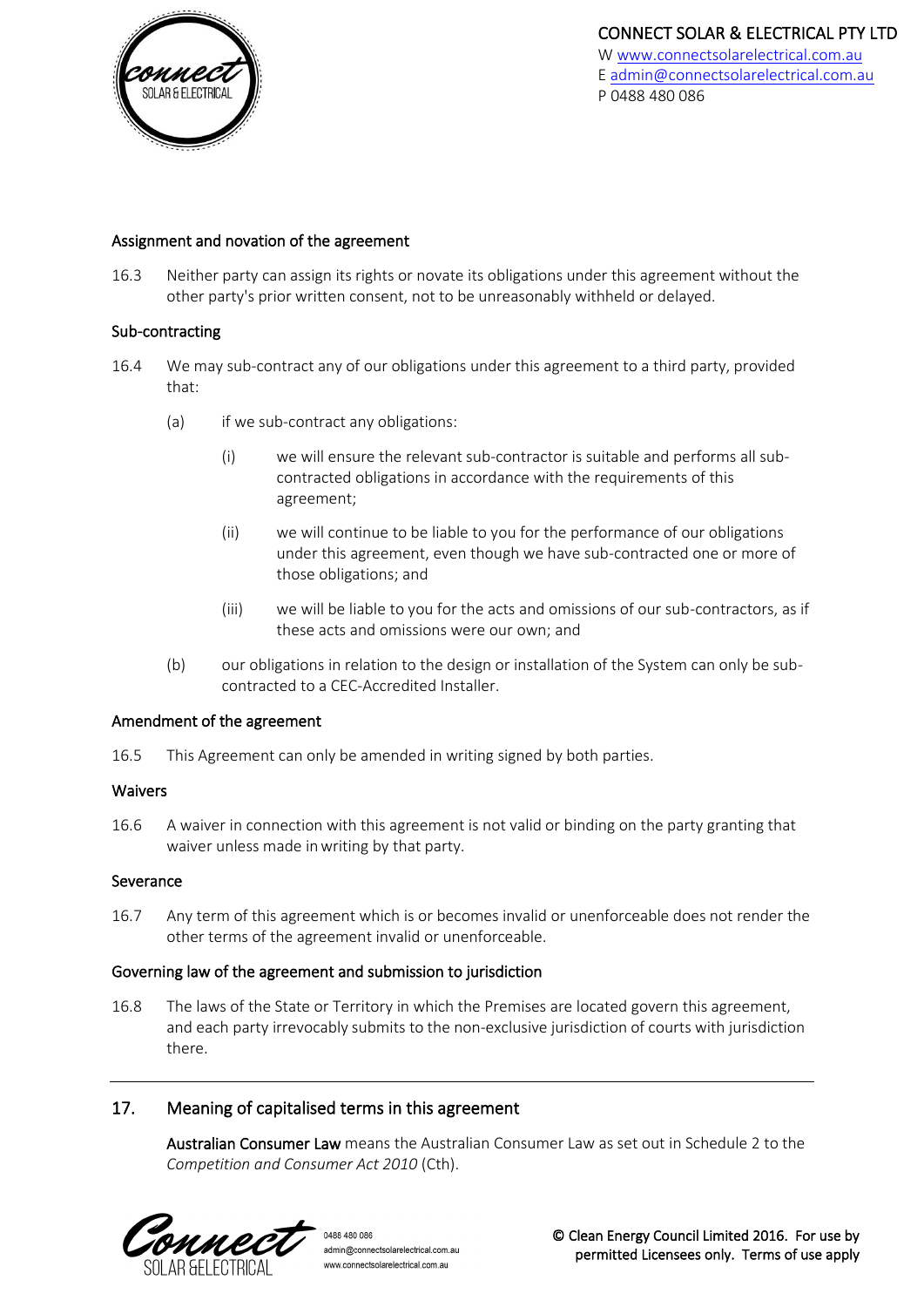### Assignment and novation of the agreement

16.3 Neither party can assign its rights or novate its obligations under this agreement without the other party's prior written consent, not to be unreasonably withheld or delayed.

### Sub-contracting

16.4 We may sub-contract any of our obligations under this agreement to a third party, provided that:

(a) if we sub-contract any obligations:

(i) we will ensure the relevant sub-contractor is suitable and performs all sub-contracted obligations in accordance with the requirements of this agreement;

(ii) we will continue to be liable to you for the performance of our obligations under this agreement, even though we have sub-contracted one or more of those obligations; and

(iii) we will be liable to you for the acts and omissions of our sub-contractors, as if these acts and omissions were our own; and

(b) our obligations in relation to the design or installation of the System can only be sub-contracted to a CEC-Accredited Installer.

### Amendment of the agreement

16.5 This Agreement can only be amended in writing signed by both parties.

### Waivers

16.6 A waiver in connection with this agreement is not valid or binding on the party granting that waiver unless made in writing by that party.

### Severance

16.7 Any term of this agreement which is or becomes invalid or unenforceable does not render the other terms of the agreement invalid or unenforceable.

### Governing law of the agreement and submission to jurisdiction

16.8 The laws of the State or Territory in which the Premises are located govern this agreement, and each party irrevocably submits to the non-exclusive jurisdiction of courts with jurisdiction there.

## 17. Meaning of capitalised terms in this agreement

**Australian Consumer Law** means the Australian Consumer Law as set out in Schedule 2 to the *Competition and Consumer Act 2010* (Cth).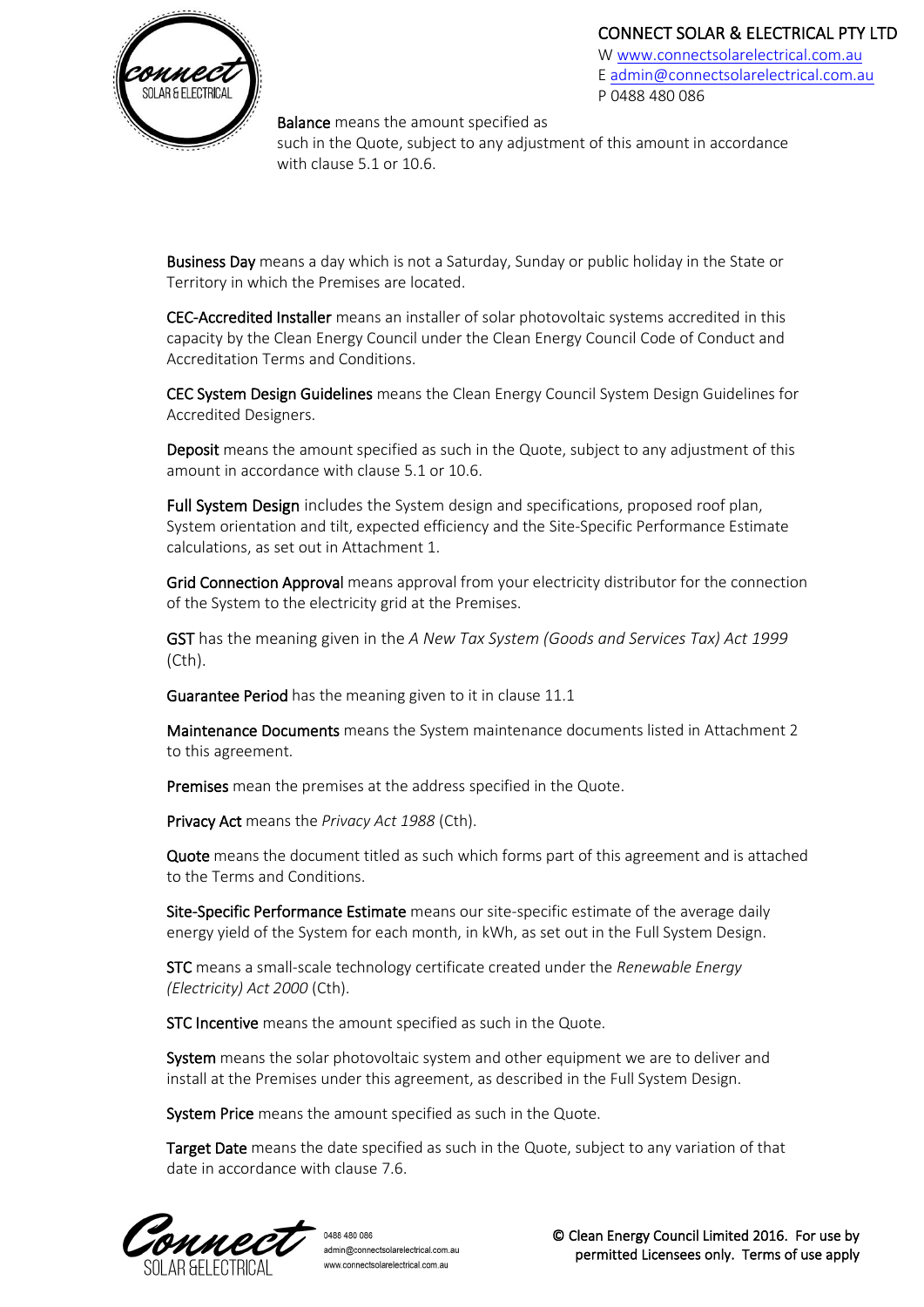**Balance** means the amount specified as such in the Quote, subject to any adjustment of this amount in accordance with clause 5.1 or 10.6.

**Business Day** means a day which is not a Saturday, Sunday or public holiday in the State or Territory in which the Premises are located.

**CEC-Accredited Installer** means an installer of solar photovoltaic systems accredited in this capacity by the Clean Energy Council under the Clean Energy Council Code of Conduct and Accreditation Terms and Conditions.

**CEC System Design Guidelines** means the Clean Energy Council System Design Guidelines for Accredited Designers.

**Deposit** means the amount specified as such in the Quote, subject to any adjustment of this amount in accordance with clause 5.1 or 10.6.

**Full System Design** includes the System design and specifications, proposed roof plan, System orientation and tilt, expected efficiency and the Site-Specific Performance Estimate calculations, as set out in Attachment 1.

**Grid Connection Approval** means approval from your electricity distributor for the connection of the System to the electricity grid at the Premises.

**GST** has the meaning given in the *A New Tax System (Goods and Services Tax) Act 1999* (Cth).

**Guarantee Period** has the meaning given to it in clause 11.1

**Maintenance Documents** means the System maintenance documents listed in Attachment 2 to this agreement.

**Premises** mean the premises at the address specified in the Quote.

**Privacy Act** means the *Privacy Act 1988* (Cth).

**Quote** means the document titled as such which forms part of this agreement and is attached to the Terms and Conditions.

**Site-Specific Performance Estimate** means our site-specific estimate of the average daily energy yield of the System for each month, in kWh, as set out in the Full System Design.

**STC** means a small-scale technology certificate created under the *Renewable Energy (Electricity) Act 2000* (Cth).

**STC Incentive** means the amount specified as such in the Quote.

**System** means the solar photovoltaic system and other equipment we are to deliver and install at the Premises under this agreement, as described in the Full System Design.

**System Price** means the amount specified as such in the Quote.

**Target Date** means the date specified as such in the Quote, subject to any variation of that date in accordance with clause 7.6.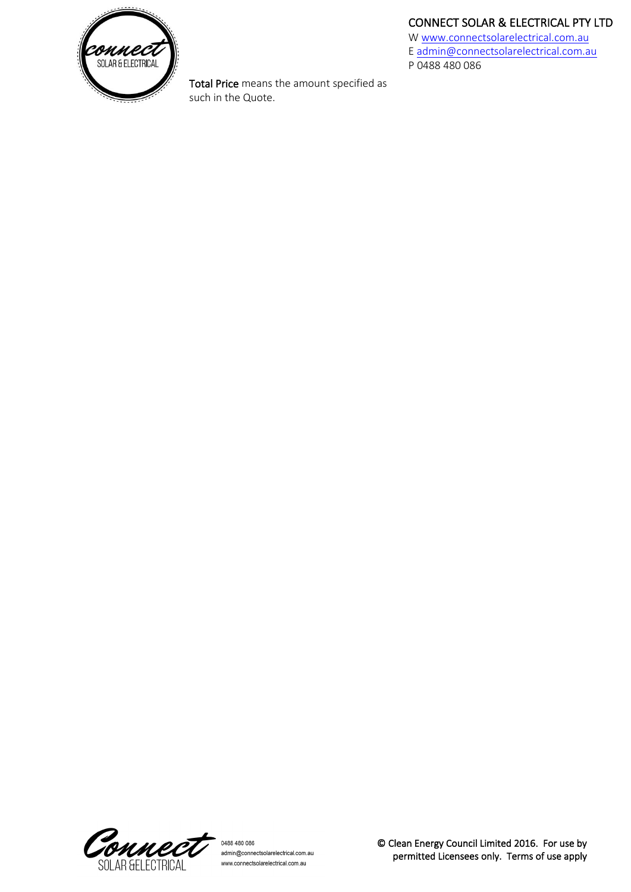**Total Price** means the amount specified as such in the Quote.